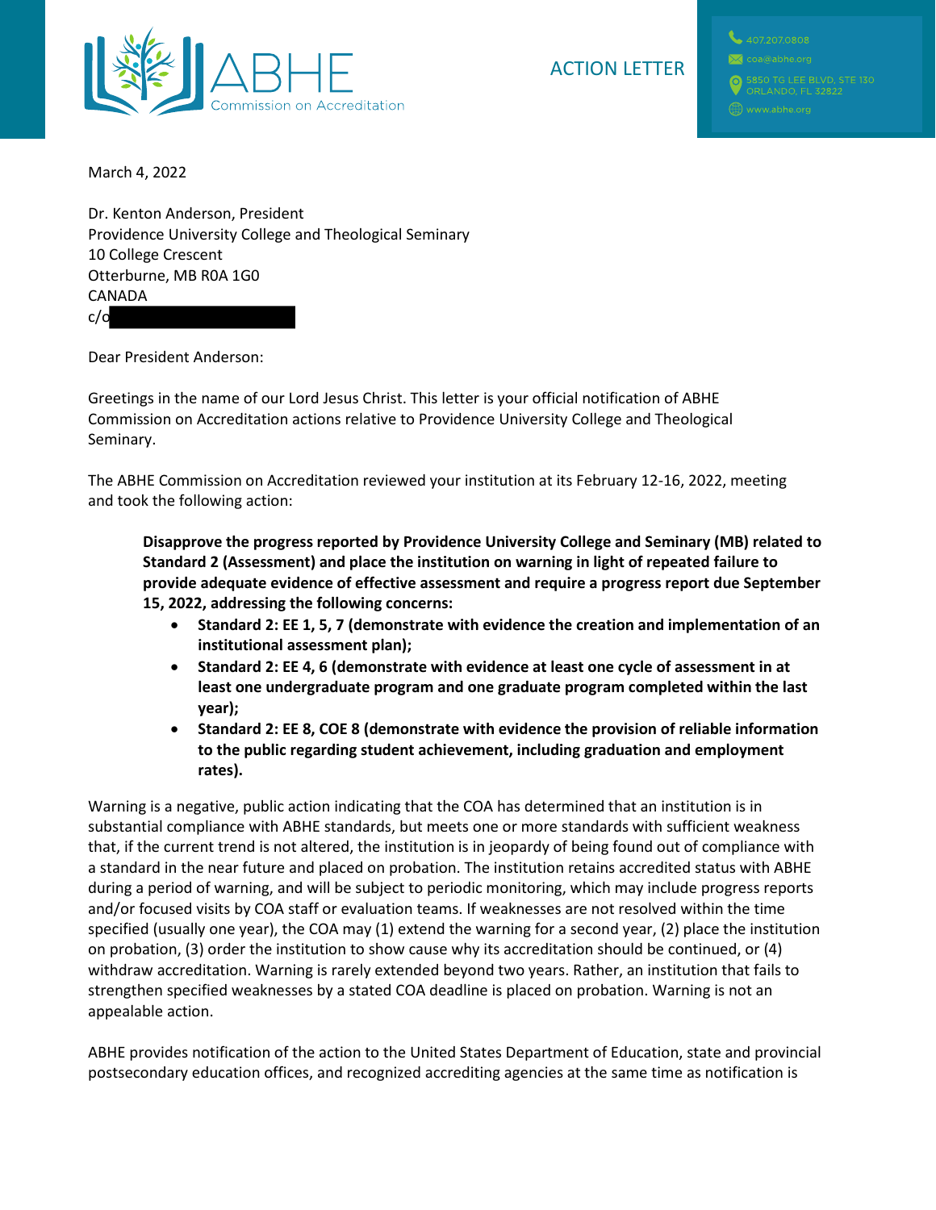ABHE Commission on Accreditation

# ACTION LETTER

407.207.0808
coa@abhe.org
5850 TG LEE BLVD, STE 130
ORLANDO, FL 32822
www.abhe.org

March 4, 2022

Dr. Kenton Anderson, President
Providence University College and Theological Seminary
10 College Crescent
Otterburne, MB R0A 1G0
CANADA
c/o

Dear President Anderson:

Greetings in the name of our Lord Jesus Christ. This letter is your official notification of ABHE Commission on Accreditation actions relative to Providence University College and Theological Seminary.

The ABHE Commission on Accreditation reviewed your institution at its February 12-16, 2022, meeting and took the following action:

> **Disapprove the progress reported by Providence University College and Seminary (MB) related to Standard 2 (Assessment) and place the institution on warning in light of repeated failure to provide adequate evidence of effective assessment and require a progress report due September 15, 2022, addressing the following concerns:**
>
> - **Standard 2: EE 1, 5, 7 (demonstrate with evidence the creation and implementation of an institutional assessment plan);**
> - **Standard 2: EE 4, 6 (demonstrate with evidence at least one cycle of assessment in at least one undergraduate program and one graduate program completed within the last year);**
> - **Standard 2: EE 8, COE 8 (demonstrate with evidence the provision of reliable information to the public regarding student achievement, including graduation and employment rates).**

Warning is a negative, public action indicating that the COA has determined that an institution is in substantial compliance with ABHE standards, but meets one or more standards with sufficient weakness that, if the current trend is not altered, the institution is in jeopardy of being found out of compliance with a standard in the near future and placed on probation. The institution retains accredited status with ABHE during a period of warning, and will be subject to periodic monitoring, which may include progress reports and/or focused visits by COA staff or evaluation teams. If weaknesses are not resolved within the time specified (usually one year), the COA may (1) extend the warning for a second year, (2) place the institution on probation, (3) order the institution to show cause why its accreditation should be continued, or (4) withdraw accreditation. Warning is rarely extended beyond two years. Rather, an institution that fails to strengthen specified weaknesses by a stated COA deadline is placed on probation. Warning is not an appealable action.

ABHE provides notification of the action to the United States Department of Education, state and provincial postsecondary education offices, and recognized accrediting agencies at the same time as notification is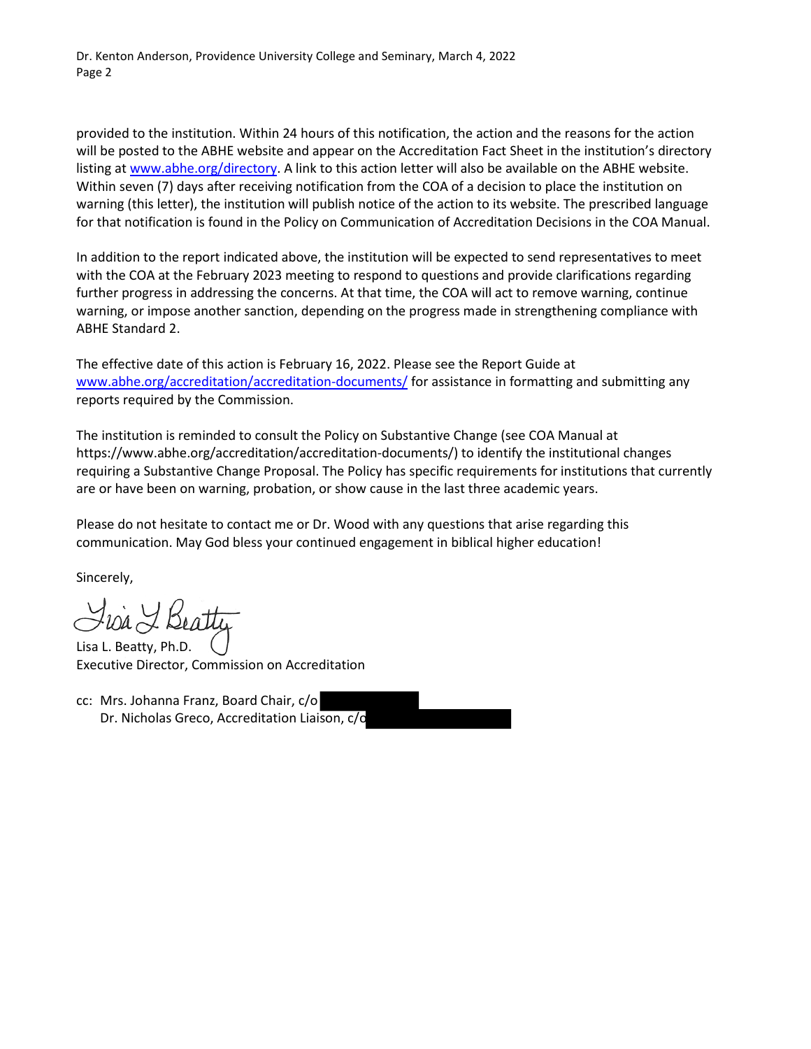provided to the institution. Within 24 hours of this notification, the action and the reasons for the action will be posted to the ABHE website and appear on the Accreditation Fact Sheet in the institution's directory listing at www.abhe.org/directory. A link to this action letter will also be available on the ABHE website. Within seven (7) days after receiving notification from the COA of a decision to place the institution on warning (this letter), the institution will publish notice of the action to its website. The prescribed language for that notification is found in the Policy on Communication of Accreditation Decisions in the COA Manual.

In addition to the report indicated above, the institution will be expected to send representatives to meet with the COA at the February 2023 meeting to respond to questions and provide clarifications regarding further progress in addressing the concerns. At that time, the COA will act to remove warning, continue warning, or impose another sanction, depending on the progress made in strengthening compliance with ABHE Standard 2.

The effective date of this action is February 16, 2022. Please see the Report Guide at www.abhe.org/accreditation/accreditation-documents/ for assistance in formatting and submitting any reports required by the Commission.

The institution is reminded to consult the Policy on Substantive Change (see COA Manual at https://www.abhe.org/accreditation/accreditation-documents/) to identify the institutional changes requiring a Substantive Change Proposal. The Policy has specific requirements for institutions that currently are or have been on warning, probation, or show cause in the last three academic years.

Please do not hesitate to contact me or Dr. Wood with any questions that arise regarding this communication. May God bless your continued engagement in biblical higher education!

Sincerely,

Lisa L. Beatty, Ph.D.
Executive Director, Commission on Accreditation

cc: Mrs. Johanna Franz, Board Chair, c/o
Dr. Nicholas Greco, Accreditation Liaison, c/o